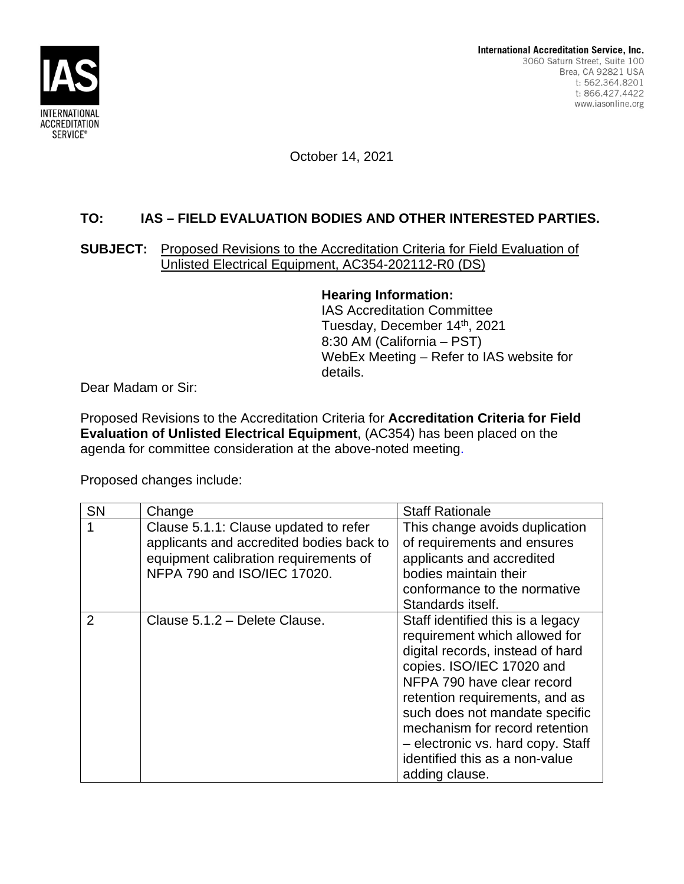**IAS**
INTERNATIONAL ACCREDITATION SERVICE®

**International Accreditation Service, Inc.**
3060 Saturn Street, Suite 100
Brea, CA 92821 USA
t: 562.364.8201
t: 866.427.4422
www.iasonline.org

October 14, 2021

**TO: IAS – FIELD EVALUATION BODIES AND OTHER INTERESTED PARTIES.**

**SUBJECT:** Proposed Revisions to the Accreditation Criteria for Field Evaluation of Unlisted Electrical Equipment, AC354-202112-R0 (DS)

**Hearing Information:**
IAS Accreditation Committee
Tuesday, December 14th, 2021
8:30 AM (California – PST)
WebEx Meeting – Refer to IAS website for details.

Dear Madam or Sir:

Proposed Revisions to the Accreditation Criteria for **Accreditation Criteria for Field Evaluation of Unlisted Electrical Equipment**, (AC354) has been placed on the agenda for committee consideration at the above-noted meeting.

Proposed changes include:

| SN | Change | Staff Rationale |
|---|---|---|
| 1 | Clause 5.1.1: Clause updated to refer applicants and accredited bodies back to equipment calibration requirements of NFPA 790 and ISO/IEC 17020. | This change avoids duplication of requirements and ensures applicants and accredited bodies maintain their conformance to the normative Standards itself. |
| 2 | Clause 5.1.2 – Delete Clause. | Staff identified this is a legacy requirement which allowed for digital records, instead of hard copies. ISO/IEC 17020 and NFPA 790 have clear record retention requirements, and as such does not mandate specific mechanism for record retention – electronic vs. hard copy. Staff identified this as a non-value adding clause. |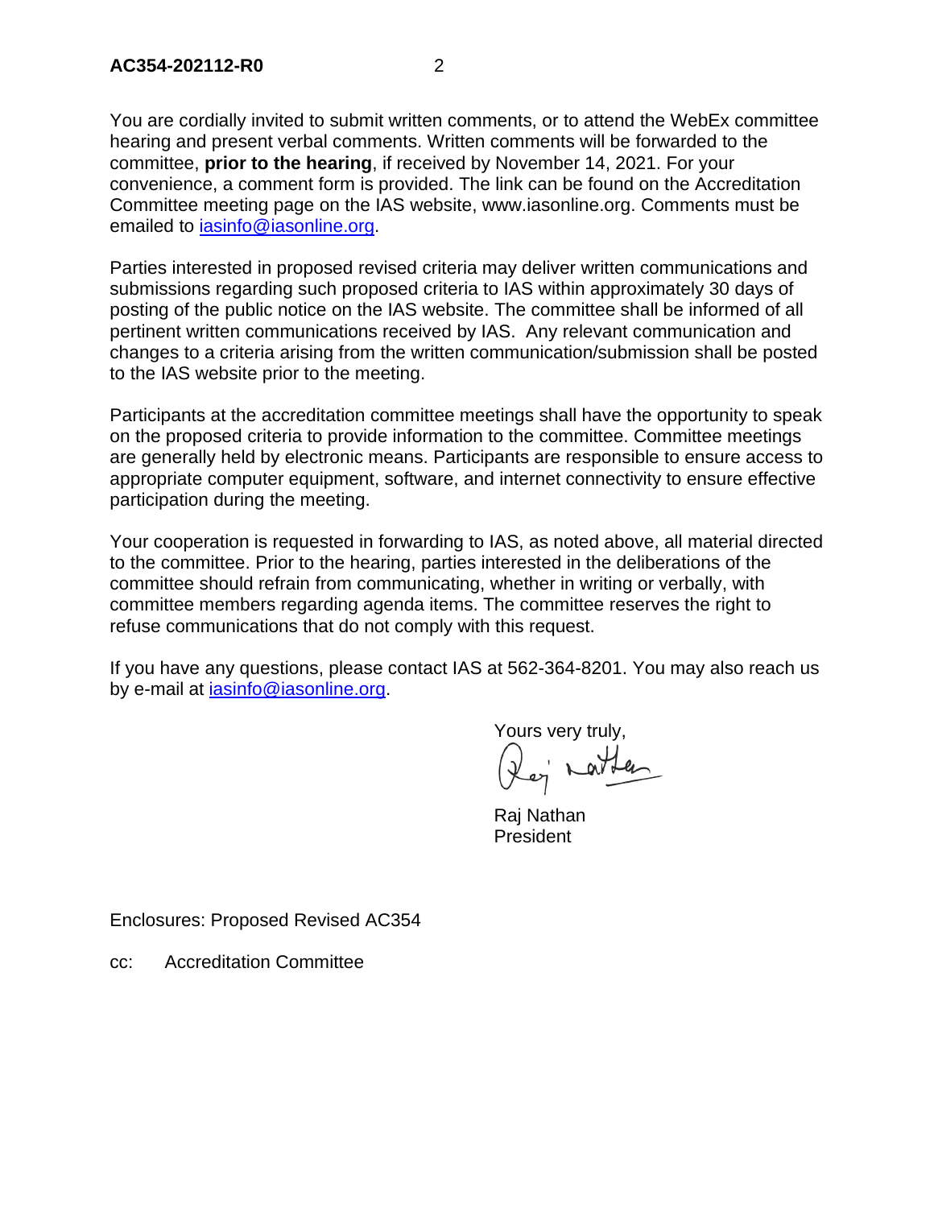You are cordially invited to submit written comments, or to attend the WebEx committee hearing and present verbal comments. Written comments will be forwarded to the committee, **prior to the hearing**, if received by November 14, 2021. For your convenience, a comment form is provided. The link can be found on the Accreditation Committee meeting page on the IAS website, www.iasonline.org. Comments must be emailed to iasinfo@iasonline.org.

Parties interested in proposed revised criteria may deliver written communications and submissions regarding such proposed criteria to IAS within approximately 30 days of posting of the public notice on the IAS website. The committee shall be informed of all pertinent written communications received by IAS. Any relevant communication and changes to a criteria arising from the written communication/submission shall be posted to the IAS website prior to the meeting.

Participants at the accreditation committee meetings shall have the opportunity to speak on the proposed criteria to provide information to the committee. Committee meetings are generally held by electronic means. Participants are responsible to ensure access to appropriate computer equipment, software, and internet connectivity to ensure effective participation during the meeting.

Your cooperation is requested in forwarding to IAS, as noted above, all material directed to the committee. Prior to the hearing, parties interested in the deliberations of the committee should refrain from communicating, whether in writing or verbally, with committee members regarding agenda items. The committee reserves the right to refuse communications that do not comply with this request.

If you have any questions, please contact IAS at 562-364-8201. You may also reach us by e-mail at iasinfo@iasonline.org.

Yours very truly,

Raj Nathan
President

Enclosures: Proposed Revised AC354

cc: Accreditation Committee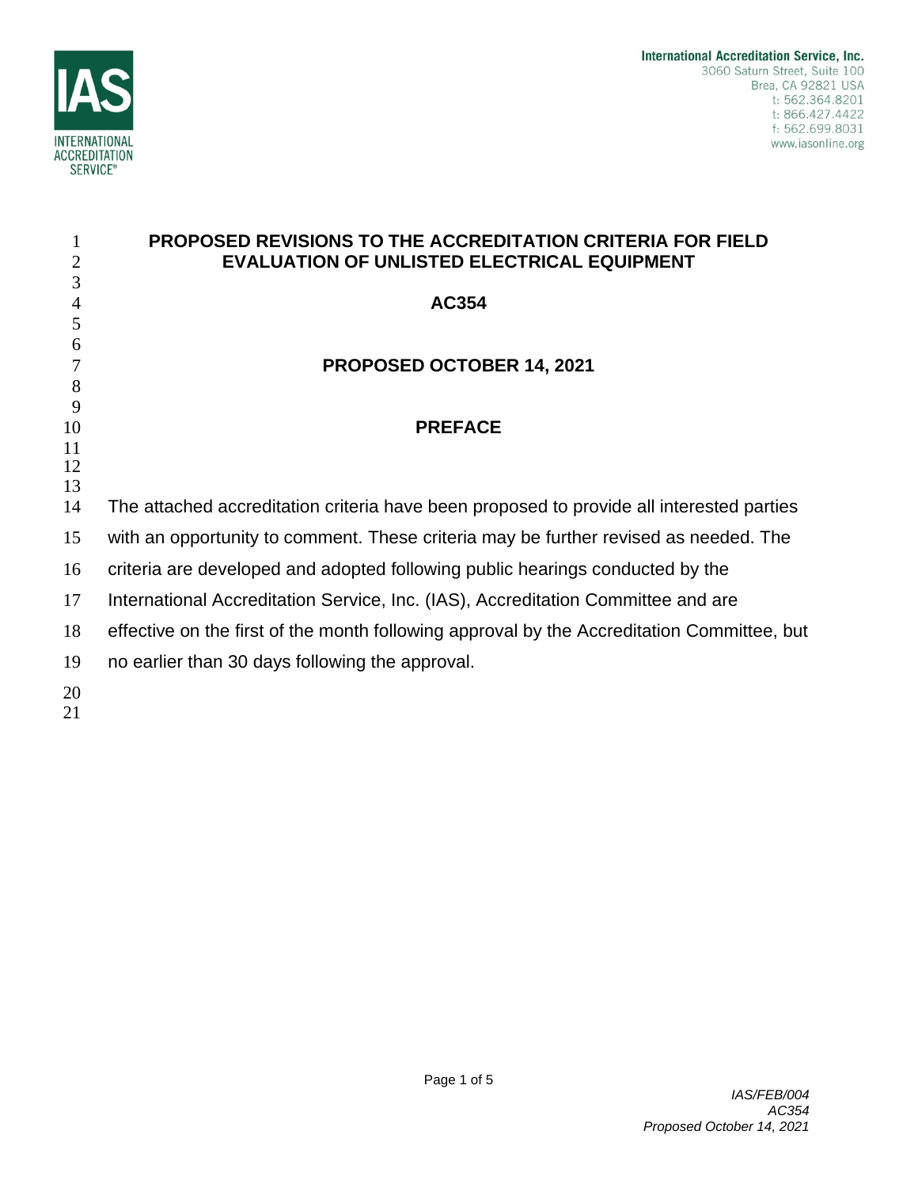# PROPOSED REVISIONS TO THE ACCREDITATION CRITERIA FOR FIELD EVALUATION OF UNLISTED ELECTRICAL EQUIPMENT

## AC354

## PROPOSED OCTOBER 14, 2021

## PREFACE

The attached accreditation criteria have been proposed to provide all interested parties with an opportunity to comment. These criteria may be further revised as needed. The criteria are developed and adopted following public hearings conducted by the International Accreditation Service, Inc. (IAS), Accreditation Committee and are effective on the first of the month following approval by the Accreditation Committee, but no earlier than 30 days following the approval.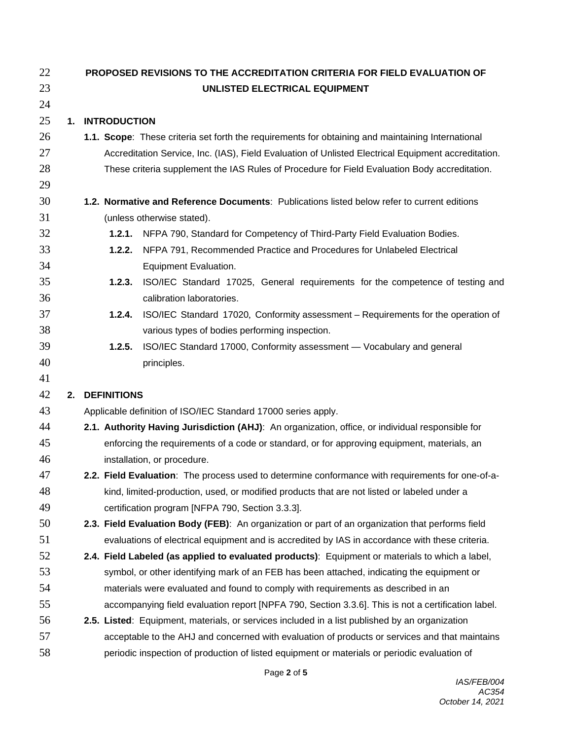**PROPOSED REVISIONS TO THE ACCREDITATION CRITERIA FOR FIELD EVALUATION OF UNLISTED ELECTRICAL EQUIPMENT**

## 1. INTRODUCTION

**1.1. Scope**: These criteria set forth the requirements for obtaining and maintaining International Accreditation Service, Inc. (IAS), Field Evaluation of Unlisted Electrical Equipment accreditation. These criteria supplement the IAS Rules of Procedure for Field Evaluation Body accreditation.

**1.2. Normative and Reference Documents**: Publications listed below refer to current editions (unless otherwise stated).

- **1.2.1.** NFPA 790, Standard for Competency of Third-Party Field Evaluation Bodies.
- **1.2.2.** NFPA 791, Recommended Practice and Procedures for Unlabeled Electrical Equipment Evaluation.
- **1.2.3.** ISO/IEC Standard 17025, General requirements for the competence of testing and calibration laboratories.
- **1.2.4.** ISO/IEC Standard 17020, Conformity assessment – Requirements for the operation of various types of bodies performing inspection.
- **1.2.5.** ISO/IEC Standard 17000, Conformity assessment — Vocabulary and general principles.

## 2. DEFINITIONS

Applicable definition of ISO/IEC Standard 17000 series apply.

**2.1. Authority Having Jurisdiction (AHJ)**: An organization, office, or individual responsible for enforcing the requirements of a code or standard, or for approving equipment, materials, an installation, or procedure.

**2.2. Field Evaluation**: The process used to determine conformance with requirements for one-of-a-kind, limited-production, used, or modified products that are not listed or labeled under a certification program [NFPA 790, Section 3.3.3].

**2.3. Field Evaluation Body (FEB)**: An organization or part of an organization that performs field evaluations of electrical equipment and is accredited by IAS in accordance with these criteria.

**2.4. Field Labeled (as applied to evaluated products)**: Equipment or materials to which a label, symbol, or other identifying mark of an FEB has been attached, indicating the equipment or materials were evaluated and found to comply with requirements as described in an accompanying field evaluation report [NPFA 790, Section 3.3.6]. This is not a certification label.

**2.5. Listed**: Equipment, materials, or services included in a list published by an organization acceptable to the AHJ and concerned with evaluation of products or services and that maintains periodic inspection of production of listed equipment or materials or periodic evaluation of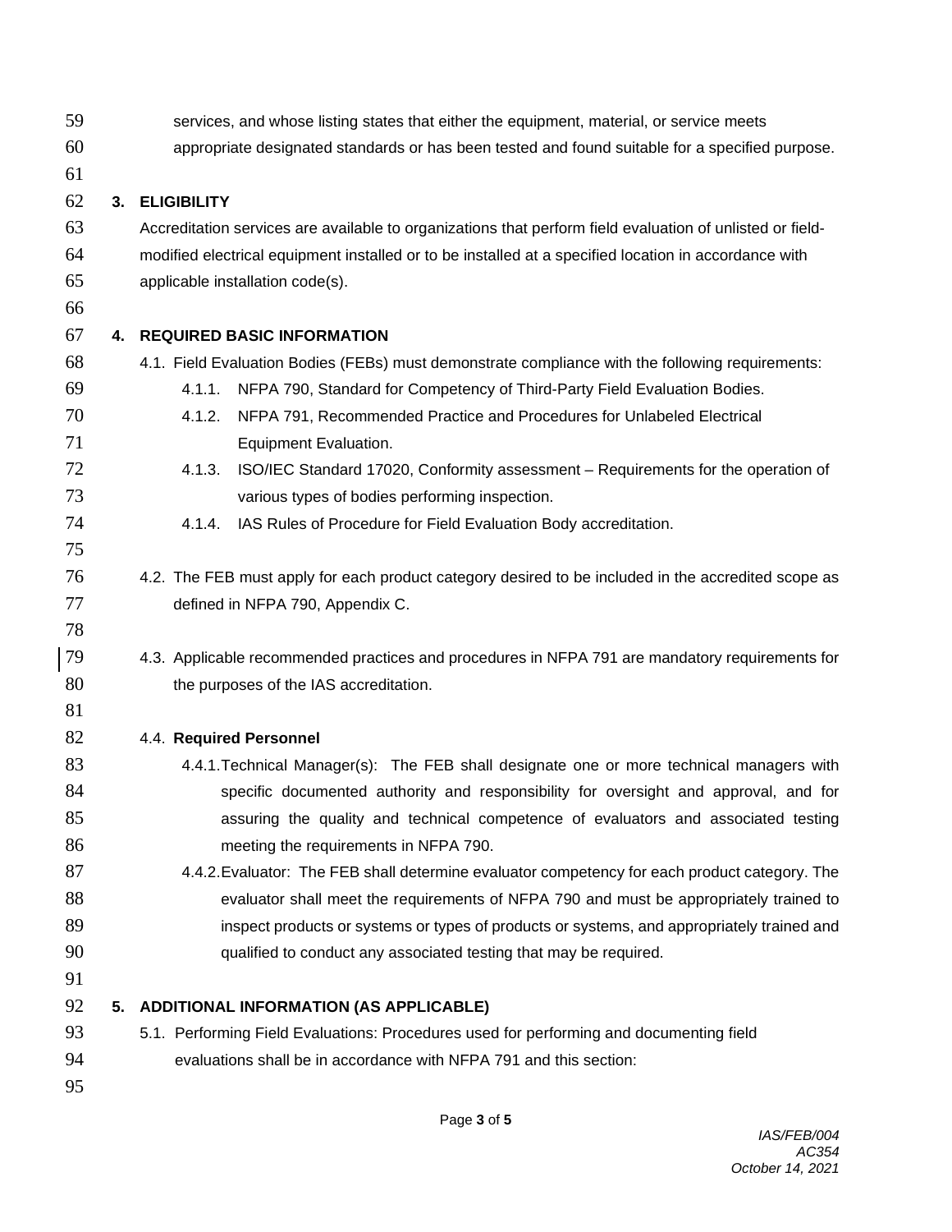services, and whose listing states that either the equipment, material, or service meets appropriate designated standards or has been tested and found suitable for a specified purpose.

## 3. ELIGIBILITY

Accreditation services are available to organizations that perform field evaluation of unlisted or field-modified electrical equipment installed or to be installed at a specified location in accordance with applicable installation code(s).

## 4. REQUIRED BASIC INFORMATION

4.1. Field Evaluation Bodies (FEBs) must demonstrate compliance with the following requirements:

- 4.1.1. NFPA 790, Standard for Competency of Third-Party Field Evaluation Bodies.
- 4.1.2. NFPA 791, Recommended Practice and Procedures for Unlabeled Electrical Equipment Evaluation.
- 4.1.3. ISO/IEC Standard 17020, Conformity assessment – Requirements for the operation of various types of bodies performing inspection.
- 4.1.4. IAS Rules of Procedure for Field Evaluation Body accreditation.

4.2. The FEB must apply for each product category desired to be included in the accredited scope as defined in NFPA 790, Appendix C.

4.3. Applicable recommended practices and procedures in NFPA 791 are mandatory requirements for the purposes of the IAS accreditation.

4.4. **Required Personnel**

- 4.4.1. Technical Manager(s): The FEB shall designate one or more technical managers with specific documented authority and responsibility for oversight and approval, and for assuring the quality and technical competence of evaluators and associated testing meeting the requirements in NFPA 790.
- 4.4.2. Evaluator: The FEB shall determine evaluator competency for each product category. The evaluator shall meet the requirements of NFPA 790 and must be appropriately trained to inspect products or systems or types of products or systems, and appropriately trained and qualified to conduct any associated testing that may be required.

## 5. ADDITIONAL INFORMATION (AS APPLICABLE)

5.1. Performing Field Evaluations: Procedures used for performing and documenting field evaluations shall be in accordance with NFPA 791 and this section: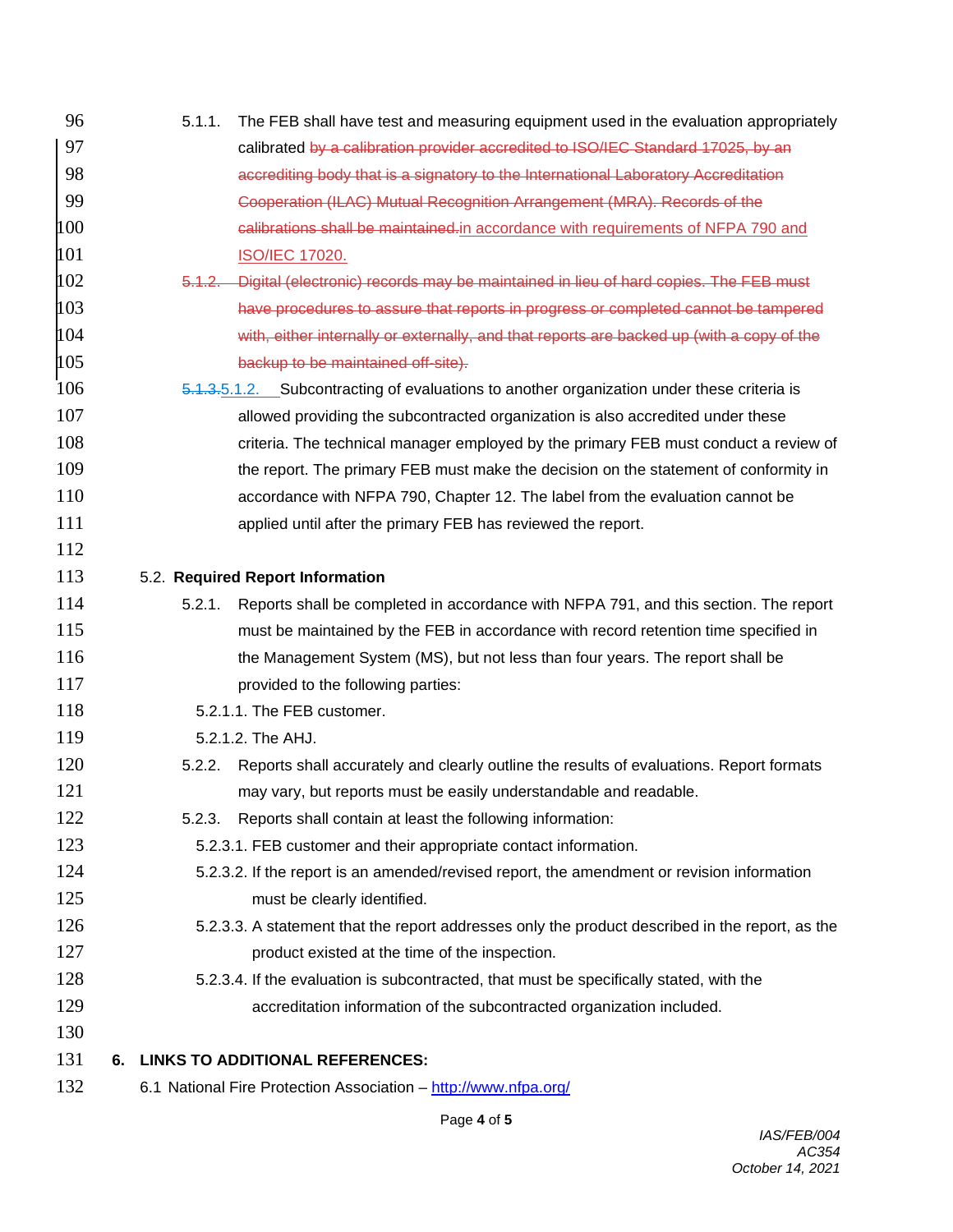5.1.1. The FEB shall have test and measuring equipment used in the evaluation appropriately calibrated ~~by a calibration provider accredited to ISO/IEC Standard 17025, by an accrediting body that is a signatory to the International Laboratory Accreditation Cooperation (ILAC) Mutual Recognition Arrangement (MRA). Records of the calibrations shall be maintained.~~in accordance with requirements of NFPA 790 and ISO/IEC 17020.

~~5.1.2. Digital (electronic) records may be maintained in lieu of hard copies. The FEB must have procedures to assure that reports in progress or completed cannot be tampered with, either internally or externally, and that reports are backed up (with a copy of the backup to be maintained off-site).~~

~~5.1.3.~~5.1.2. Subcontracting of evaluations to another organization under these criteria is allowed providing the subcontracted organization is also accredited under these criteria. The technical manager employed by the primary FEB must conduct a review of the report. The primary FEB must make the decision on the statement of conformity in accordance with NFPA 790, Chapter 12. The label from the evaluation cannot be applied until after the primary FEB has reviewed the report.

5.2. **Required Report Information**

5.2.1. Reports shall be completed in accordance with NFPA 791, and this section. The report must be maintained by the FEB in accordance with record retention time specified in the Management System (MS), but not less than four years. The report shall be provided to the following parties:

5.2.1.1. The FEB customer.

5.2.1.2. The AHJ.

5.2.2. Reports shall accurately and clearly outline the results of evaluations. Report formats may vary, but reports must be easily understandable and readable.

5.2.3. Reports shall contain at least the following information:

5.2.3.1. FEB customer and their appropriate contact information.

5.2.3.2. If the report is an amended/revised report, the amendment or revision information must be clearly identified.

5.2.3.3. A statement that the report addresses only the product described in the report, as the product existed at the time of the inspection.

5.2.3.4. If the evaluation is subcontracted, that must be specifically stated, with the accreditation information of the subcontracted organization included.

## 6. LINKS TO ADDITIONAL REFERENCES:

6.1 National Fire Protection Association – http://www.nfpa.org/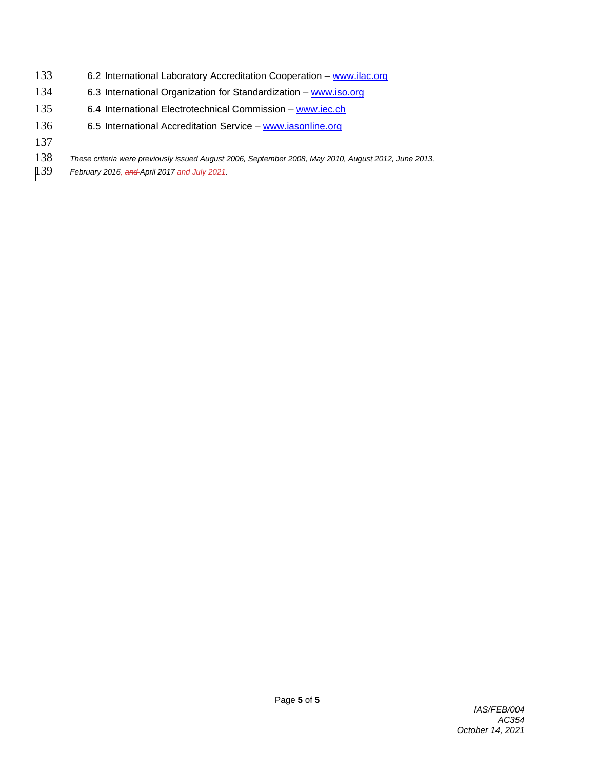6.2 International Laboratory Accreditation Cooperation – www.ilac.org

6.3 International Organization for Standardization – www.iso.org

6.4 International Electrotechnical Commission – www.iec.ch

6.5 International Accreditation Service – www.iasonline.org

*These criteria were previously issued August 2006, September 2008, May 2010, August 2012, June 2013, February 2016, ~~and~~ April 2017 and July 2021.*